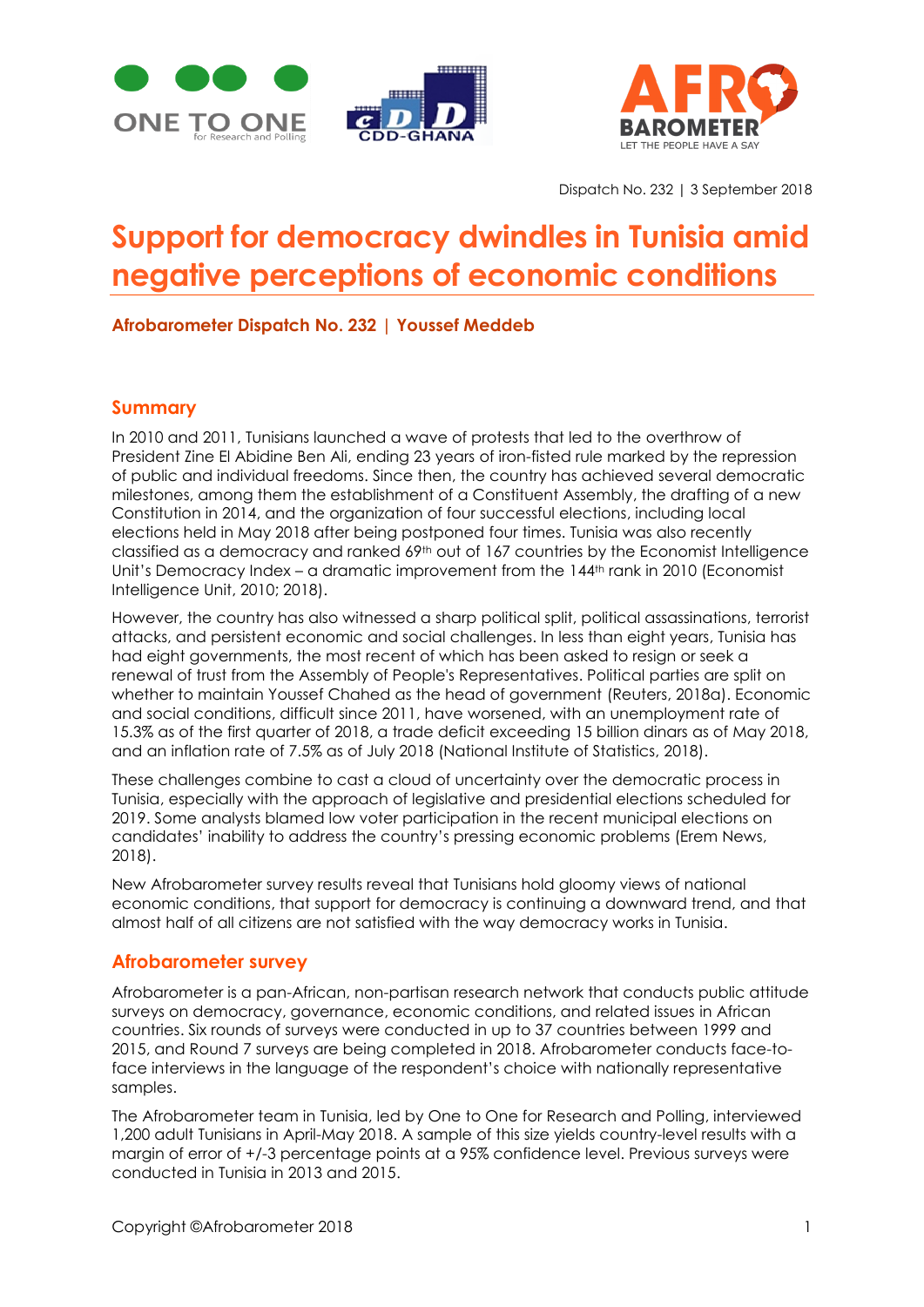Dispatch No. 232 | 3 September 2018

# Support for democracy dwindles in Tunisia amid negative perceptions of economic conditions

**Afrobarometer Dispatch No. 232 | Youssef Meddeb**

## Summary

In 2010 and 2011, Tunisians launched a wave of protests that led to the overthrow of President Zine El Abidine Ben Ali, ending 23 years of iron-fisted rule marked by the repression of public and individual freedoms. Since then, the country has achieved several democratic milestones, among them the establishment of a Constituent Assembly, the drafting of a new Constitution in 2014, and the organization of four successful elections, including local elections held in May 2018 after being postponed four times. Tunisia was also recently classified as a democracy and ranked 69th out of 167 countries by the Economist Intelligence Unit's Democracy Index – a dramatic improvement from the 144th rank in 2010 (Economist Intelligence Unit, 2010; 2018).

However, the country has also witnessed a sharp political split, political assassinations, terrorist attacks, and persistent economic and social challenges. In less than eight years, Tunisia has had eight governments, the most recent of which has been asked to resign or seek a renewal of trust from the Assembly of People's Representatives. Political parties are split on whether to maintain Youssef Chahed as the head of government (Reuters, 2018a). Economic and social conditions, difficult since 2011, have worsened, with an unemployment rate of 15.3% as of the first quarter of 2018, a trade deficit exceeding 15 billion dinars as of May 2018, and an inflation rate of 7.5% as of July 2018 (National Institute of Statistics, 2018).

These challenges combine to cast a cloud of uncertainty over the democratic process in Tunisia, especially with the approach of legislative and presidential elections scheduled for 2019. Some analysts blamed low voter participation in the recent municipal elections on candidates' inability to address the country's pressing economic problems (Erem News, 2018).

New Afrobarometer survey results reveal that Tunisians hold gloomy views of national economic conditions, that support for democracy is continuing a downward trend, and that almost half of all citizens are not satisfied with the way democracy works in Tunisia.

## Afrobarometer survey

Afrobarometer is a pan-African, non-partisan research network that conducts public attitude surveys on democracy, governance, economic conditions, and related issues in African countries. Six rounds of surveys were conducted in up to 37 countries between 1999 and 2015, and Round 7 surveys are being completed in 2018. Afrobarometer conducts face-to-face interviews in the language of the respondent's choice with nationally representative samples.

The Afrobarometer team in Tunisia, led by One to One for Research and Polling, interviewed 1,200 adult Tunisians in April-May 2018. A sample of this size yields country-level results with a margin of error of +/-3 percentage points at a 95% confidence level. Previous surveys were conducted in Tunisia in 2013 and 2015.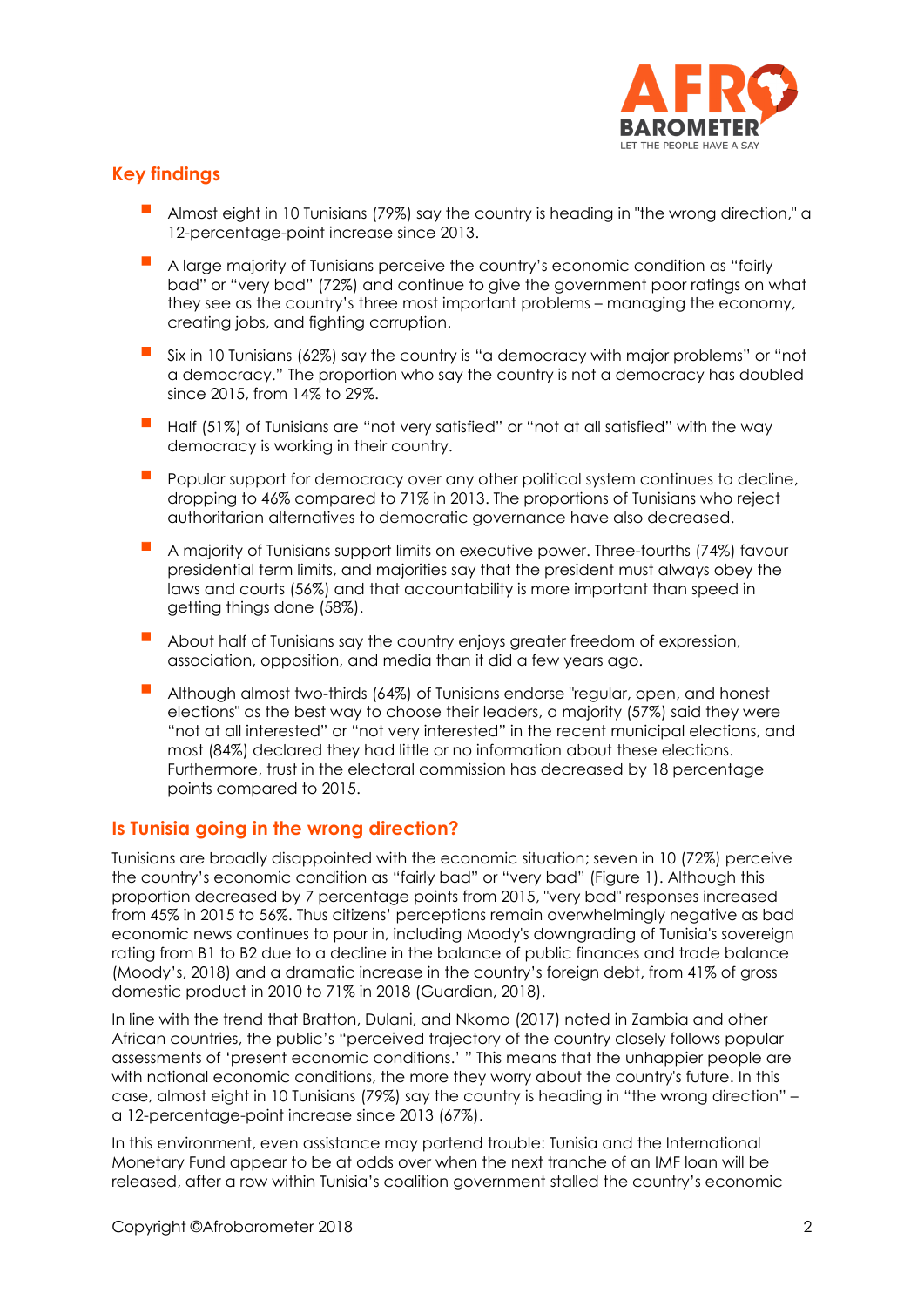## Key findings

- Almost eight in 10 Tunisians (79%) say the country is heading in "the wrong direction," a 12-percentage-point increase since 2013.
- A large majority of Tunisians perceive the country's economic condition as "fairly bad" or "very bad" (72%) and continue to give the government poor ratings on what they see as the country's three most important problems – managing the economy, creating jobs, and fighting corruption.
- Six in 10 Tunisians (62%) say the country is "a democracy with major problems" or "not a democracy." The proportion who say the country is not a democracy has doubled since 2015, from 14% to 29%.
- Half (51%) of Tunisians are "not very satisfied" or "not at all satisfied" with the way democracy is working in their country.
- Popular support for democracy over any other political system continues to decline, dropping to 46% compared to 71% in 2013. The proportions of Tunisians who reject authoritarian alternatives to democratic governance have also decreased.
- A majority of Tunisians support limits on executive power. Three-fourths (74%) favour presidential term limits, and majorities say that the president must always obey the laws and courts (56%) and that accountability is more important than speed in getting things done (58%).
- About half of Tunisians say the country enjoys greater freedom of expression, association, opposition, and media than it did a few years ago.
- Although almost two-thirds (64%) of Tunisians endorse "regular, open, and honest elections" as the best way to choose their leaders, a majority (57%) said they were "not at all interested" or "not very interested" in the recent municipal elections, and most (84%) declared they had little or no information about these elections. Furthermore, trust in the electoral commission has decreased by 18 percentage points compared to 2015.

## Is Tunisia going in the wrong direction?

Tunisians are broadly disappointed with the economic situation; seven in 10 (72%) perceive the country's economic condition as "fairly bad" or "very bad" (Figure 1). Although this proportion decreased by 7 percentage points from 2015, "very bad" responses increased from 45% in 2015 to 56%. Thus citizens' perceptions remain overwhelmingly negative as bad economic news continues to pour in, including Moody's downgrading of Tunisia's sovereign rating from B1 to B2 due to a decline in the balance of public finances and trade balance (Moody's, 2018) and a dramatic increase in the country's foreign debt, from 41% of gross domestic product in 2010 to 71% in 2018 (Guardian, 2018).

In line with the trend that Bratton, Dulani, and Nkomo (2017) noted in Zambia and other African countries, the public's "perceived trajectory of the country closely follows popular assessments of 'present economic conditions.' " This means that the unhappier people are with national economic conditions, the more they worry about the country's future. In this case, almost eight in 10 Tunisians (79%) say the country is heading in "the wrong direction" – a 12-percentage-point increase since 2013 (67%).

In this environment, even assistance may portend trouble: Tunisia and the International Monetary Fund appear to be at odds over when the next tranche of an IMF loan will be released, after a row within Tunisia's coalition government stalled the country's economic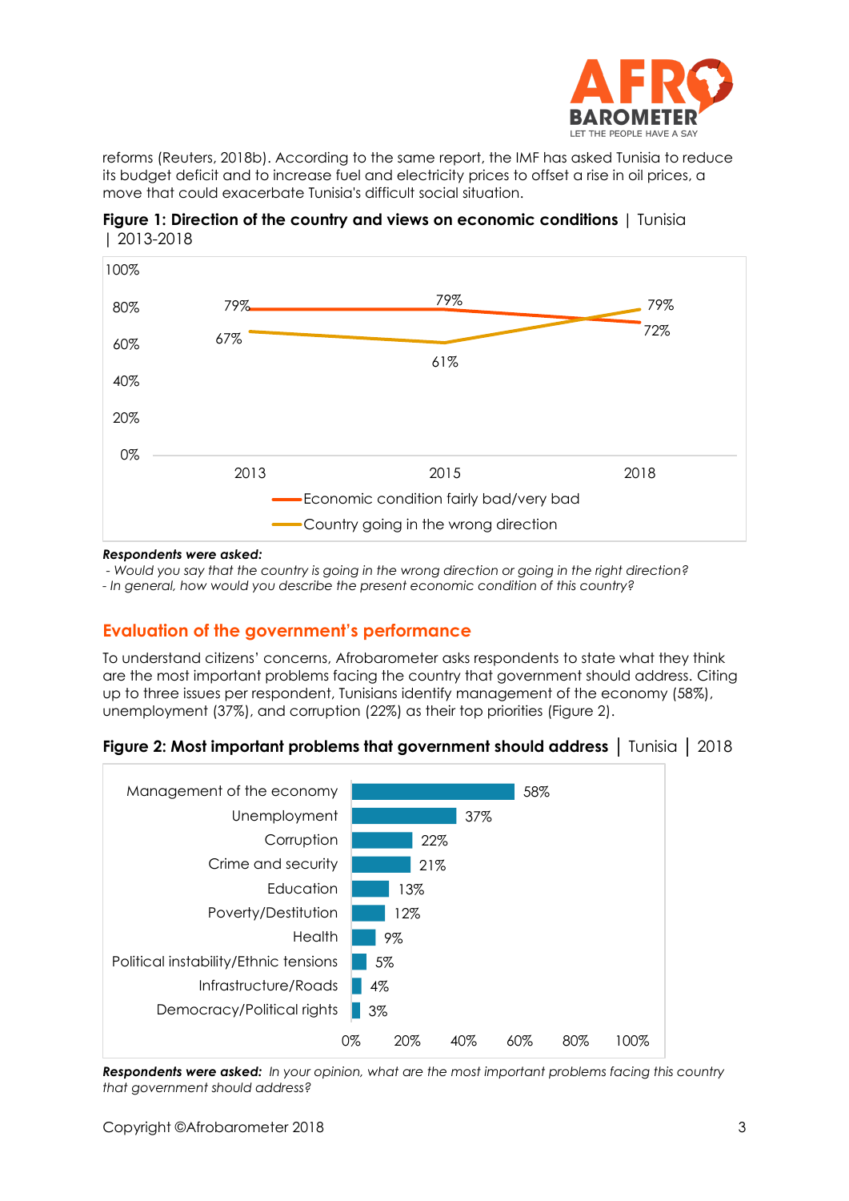reforms (Reuters, 2018b). According to the same report, the IMF has asked Tunisia to reduce its budget deficit and to increase fuel and electricity prices to offset a rise in oil prices, a move that could exacerbate Tunisia's difficult social situation.

**Figure 1: Direction of the country and views on economic conditions** | Tunisia | 2013-2018

| | 2013 | 2015 | 2018 |
|---|---|---|---|
| Economic condition fairly bad/very bad | 79% | 79% | 72% |
| Country going in the wrong direction | 67% | 61% | 79% |

***Respondents were asked:***
*- Would you say that the country is going in the wrong direction or going in the right direction?*
*- In general, how would you describe the present economic condition of this country?*

## Evaluation of the government's performance

To understand citizens' concerns, Afrobarometer asks respondents to state what they think are the most important problems facing the country that government should address. Citing up to three issues per respondent, Tunisians identify management of the economy (58%), unemployment (37%), and corruption (22%) as their top priorities (Figure 2).

**Figure 2: Most important problems that government should address** | Tunisia | 2018

| Problem | % |
|---|---|
| Management of the economy | 58% |
| Unemployment | 37% |
| Corruption | 22% |
| Crime and security | 21% |
| Education | 13% |
| Poverty/Destitution | 12% |
| Health | 9% |
| Political instability/Ethnic tensions | 5% |
| Infrastructure/Roads | 4% |
| Democracy/Political rights | 3% |

***Respondents were asked:*** *In your opinion, what are the most important problems facing this country that government should address?*

Copyright ©Afrobarometer 2018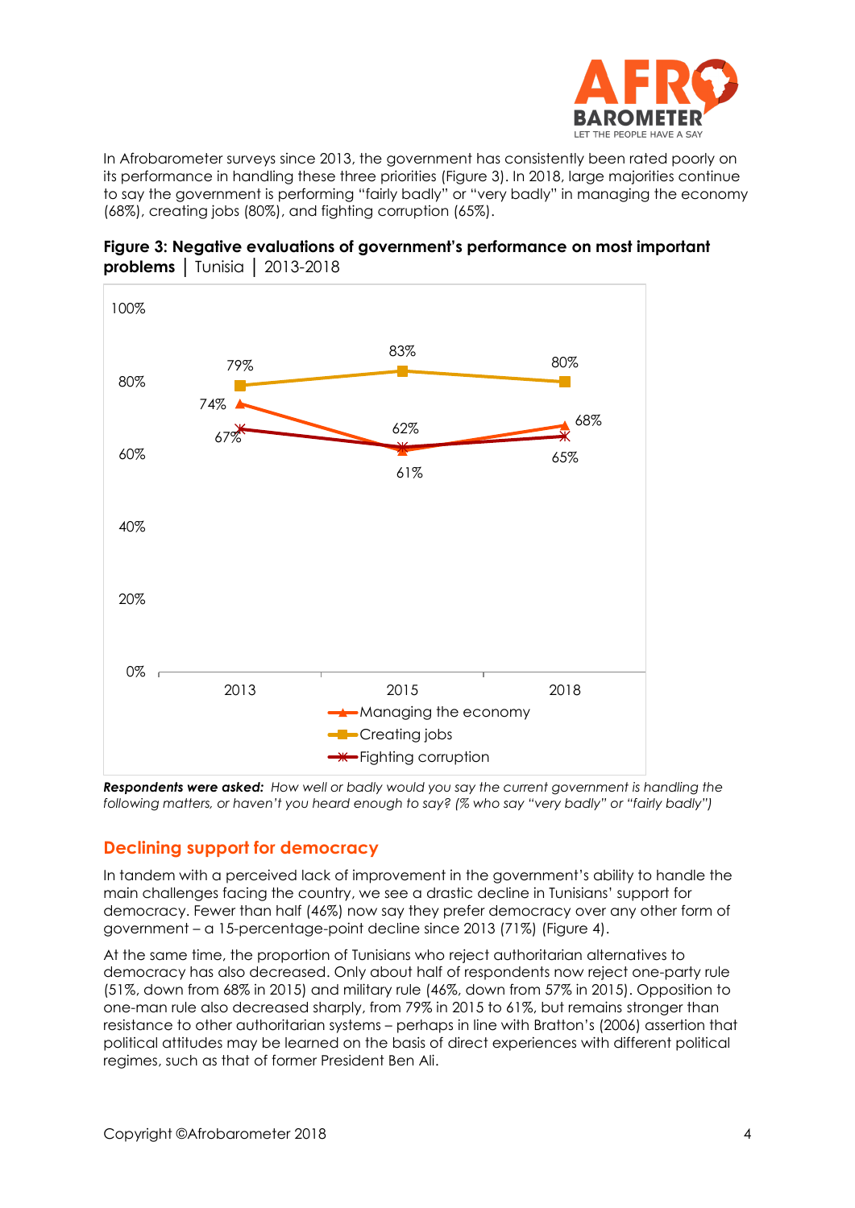In Afrobarometer surveys since 2013, the government has consistently been rated poorly on its performance in handling these three priorities (Figure 3). In 2018, large majorities continue to say the government is performing "fairly badly" or "very badly" in managing the economy (68%), creating jobs (80%), and fighting corruption (65%).

**Figure 3: Negative evaluations of government's performance on most important problems** | Tunisia | 2013-2018

| | 2013 | 2015 | 2018 |
|---|---|---|---|
| Managing the economy | 74% | 61% | 68% |
| Creating jobs | 79% | 83% | 80% |
| Fighting corruption | 67% | 62% | 65% |

***Respondents were asked:*** *How well or badly would you say the current government is handling the following matters, or haven't you heard enough to say? (% who say "very badly" or "fairly badly")*

## Declining support for democracy

In tandem with a perceived lack of improvement in the government's ability to handle the main challenges facing the country, we see a drastic decline in Tunisians' support for democracy. Fewer than half (46%) now say they prefer democracy over any other form of government – a 15-percentage-point decline since 2013 (71%) (Figure 4).

At the same time, the proportion of Tunisians who reject authoritarian alternatives to democracy has also decreased. Only about half of respondents now reject one-party rule (51%, down from 68% in 2015) and military rule (46%, down from 57% in 2015). Opposition to one-man rule also decreased sharply, from 79% in 2015 to 61%, but remains stronger than resistance to other authoritarian systems – perhaps in line with Bratton's (2006) assertion that political attitudes may be learned on the basis of direct experiences with different political regimes, such as that of former President Ben Ali.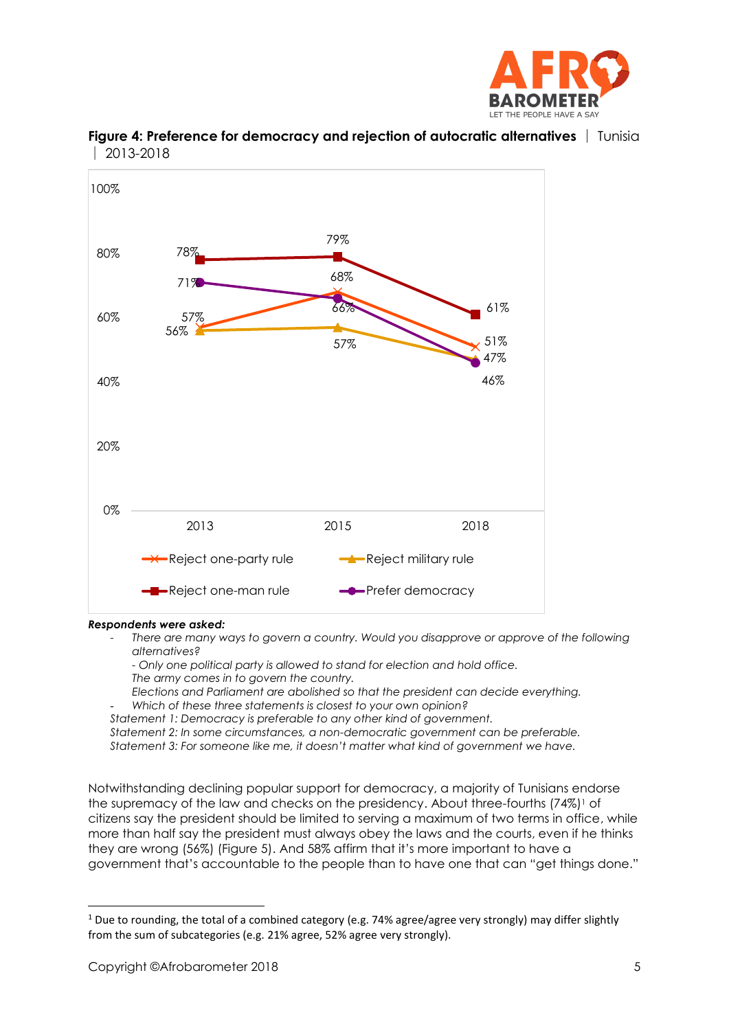**Figure 4: Preference for democracy and rejection of autocratic alternatives** | Tunisia | 2013-2018

| | 2013 | 2015 | 2018 |
|---|---|---|---|
| Reject one-party rule | 57% | 68% | 51% |
| Reject military rule | 56% | 57% | 47% |
| Reject one-man rule | 78% | 79% | 61% |
| Prefer democracy | 71% | 66% | 46% |

***Respondents were asked:***

- *There are many ways to govern a country. Would you disapprove or approve of the following alternatives?*
  *- Only one political party is allowed to stand for election and hold office.*
  *The army comes in to govern the country.*
  *Elections and Parliament are abolished so that the president can decide everything.*
- *Which of these three statements is closest to your own opinion?*

*Statement 1: Democracy is preferable to any other kind of government.*
*Statement 2: In some circumstances, a non-democratic government can be preferable.*
*Statement 3: For someone like me, it doesn't matter what kind of government we have.*

Notwithstanding declining popular support for democracy, a majority of Tunisians endorse the supremacy of the law and checks on the presidency. About three-fourths (74%)[1] of citizens say the president should be limited to serving a maximum of two terms in office, while more than half say the president must always obey the laws and the courts, even if he thinks they are wrong (56%) (Figure 5). And 58% affirm that it's more important to have a government that's accountable to the people than to have one that can "get things done."

---

[1] Due to rounding, the total of a combined category (e.g. 74% agree/agree very strongly) may differ slightly from the sum of subcategories (e.g. 21% agree, 52% agree very strongly).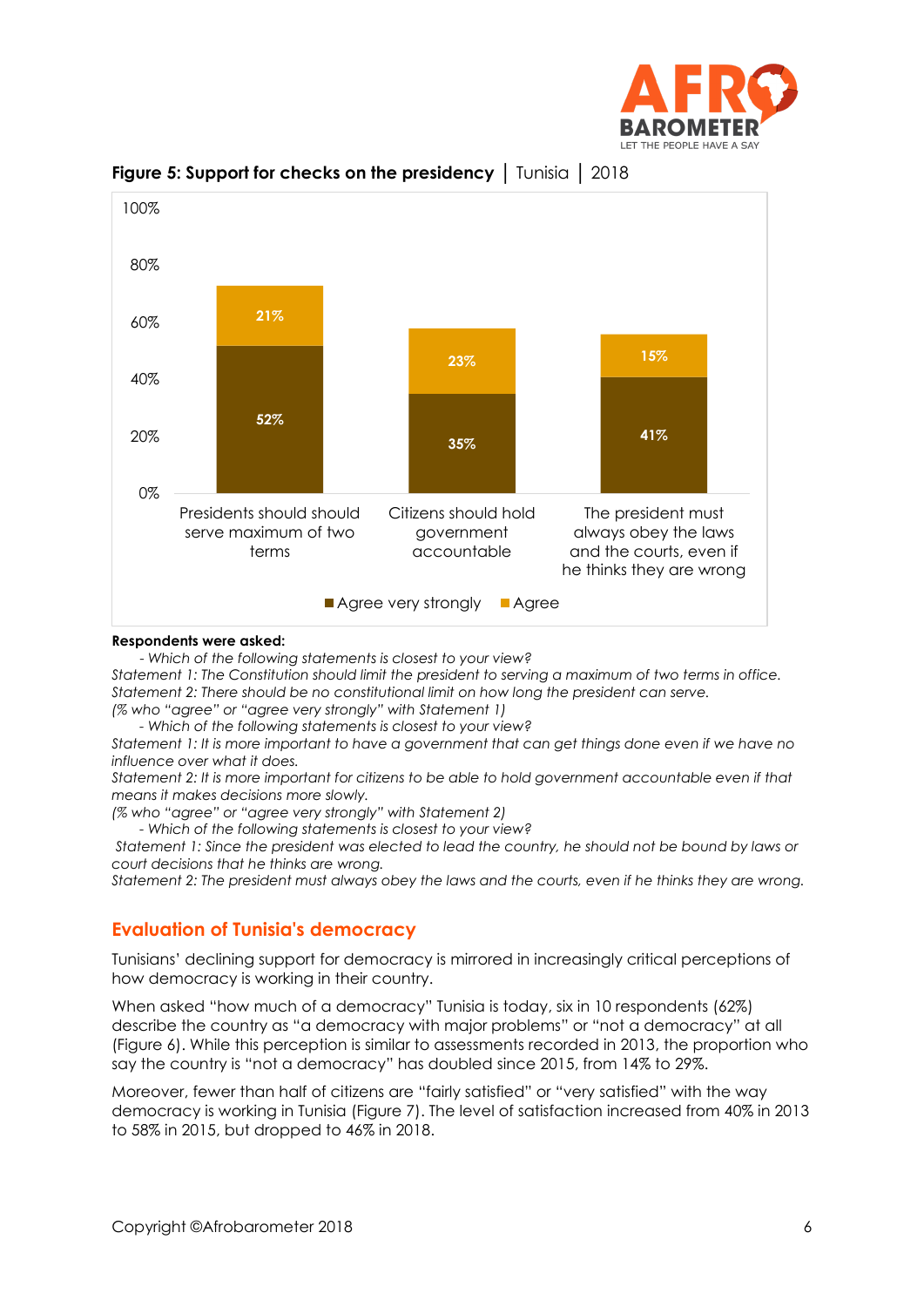**Figure 5: Support for checks on the presidency** | Tunisia | 2018

| | Agree very strongly | Agree |
|---|---|---|
| Presidents should should serve maximum of two terms | 52% | 21% |
| Citizens should hold government accountable | 35% | 23% |
| The president must always obey the laws and the courts, even if he thinks they are wrong | 41% | 15% |

**Respondents were asked:**

- *Which of the following statements is closest to your view?*

*Statement 1: The Constitution should limit the president to serving a maximum of two terms in office.*
*Statement 2: There should be no constitutional limit on how long the president can serve.*
*(% who "agree" or "agree very strongly" with Statement 1)*

- *Which of the following statements is closest to your view?*

*Statement 1: It is more important to have a government that can get things done even if we have no influence over what it does.*
*Statement 2: It is more important for citizens to be able to hold government accountable even if that means it makes decisions more slowly.*
*(% who "agree" or "agree very strongly" with Statement 2)*

- *Which of the following statements is closest to your view?*

*Statement 1: Since the president was elected to lead the country, he should not be bound by laws or court decisions that he thinks are wrong.*
*Statement 2: The president must always obey the laws and the courts, even if he thinks they are wrong.*

## Evaluation of Tunisia's democracy

Tunisians' declining support for democracy is mirrored in increasingly critical perceptions of how democracy is working in their country.

When asked "how much of a democracy" Tunisia is today, six in 10 respondents (62%) describe the country as "a democracy with major problems" or "not a democracy" at all (Figure 6). While this perception is similar to assessments recorded in 2013, the proportion who say the country is "not a democracy" has doubled since 2015, from 14% to 29%.

Moreover, fewer than half of citizens are "fairly satisfied" or "very satisfied" with the way democracy is working in Tunisia (Figure 7). The level of satisfaction increased from 40% in 2013 to 58% in 2015, but dropped to 46% in 2018.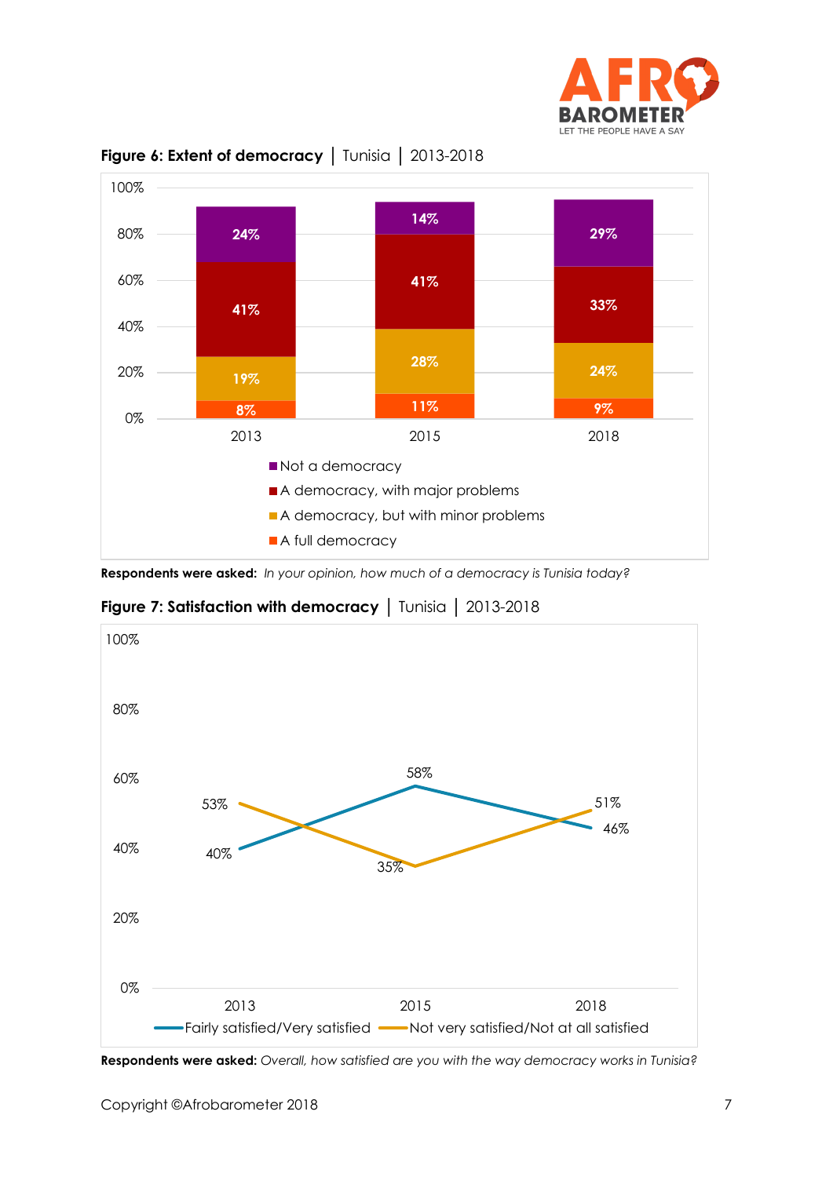**Figure 6: Extent of democracy** | Tunisia | 2013-2018

| | 2013 | 2015 | 2018 |
|---|---|---|---|
| Not a democracy | 24% | 14% | 29% |
| A democracy, with major problems | 41% | 41% | 33% |
| A democracy, but with minor problems | 19% | 28% | 24% |
| A full democracy | 8% | 11% | 9% |

**Respondents were asked:** *In your opinion, how much of a democracy is Tunisia today?*

**Figure 7: Satisfaction with democracy** | Tunisia | 2013-2018

| | 2013 | 2015 | 2018 |
|---|---|---|---|
| Fairly satisfied/Very satisfied | 40% | 58% | 46% |
| Not very satisfied/Not at all satisfied | 53% | 35% | 51% |

**Respondents were asked:** *Overall, how satisfied are you with the way democracy works in Tunisia?*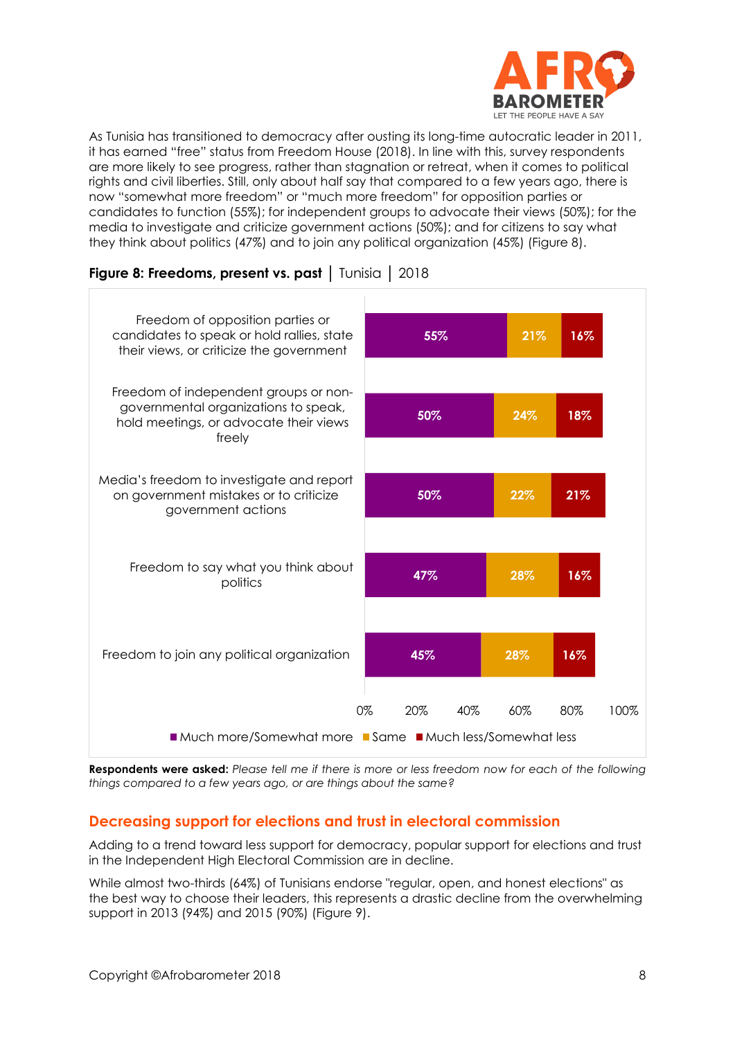As Tunisia has transitioned to democracy after ousting its long-time autocratic leader in 2011, it has earned "free" status from Freedom House (2018). In line with this, survey respondents are more likely to see progress, rather than stagnation or retreat, when it comes to political rights and civil liberties. Still, only about half say that compared to a few years ago, there is now "somewhat more freedom" or "much more freedom" for opposition parties or candidates to function (55%); for independent groups to advocate their views (50%); for the media to investigate and criticize government actions (50%); and for citizens to say what they think about politics (47%) and to join any political organization (45%) (Figure 8).

**Figure 8: Freedoms, present vs. past** | Tunisia | 2018

| | Much more/Somewhat more | Same | Much less/Somewhat less |
|---|---|---|---|
| Freedom of opposition parties or candidates to speak or hold rallies, state their views, or criticize the government | 55% | 21% | 16% |
| Freedom of independent groups or non-governmental organizations to speak, hold meetings, or advocate their views freely | 50% | 24% | 18% |
| Media's freedom to investigate and report on government mistakes or to criticize government actions | 50% | 22% | 21% |
| Freedom to say what you think about politics | 47% | 28% | 16% |
| Freedom to join any political organization | 45% | 28% | 16% |

**Respondents were asked:** *Please tell me if there is more or less freedom now for each of the following things compared to a few years ago, or are things about the same?*

## Decreasing support for elections and trust in electoral commission

Adding to a trend toward less support for democracy, popular support for elections and trust in the Independent High Electoral Commission are in decline.

While almost two-thirds (64%) of Tunisians endorse "regular, open, and honest elections" as the best way to choose their leaders, this represents a drastic decline from the overwhelming support in 2013 (94%) and 2015 (90%) (Figure 9).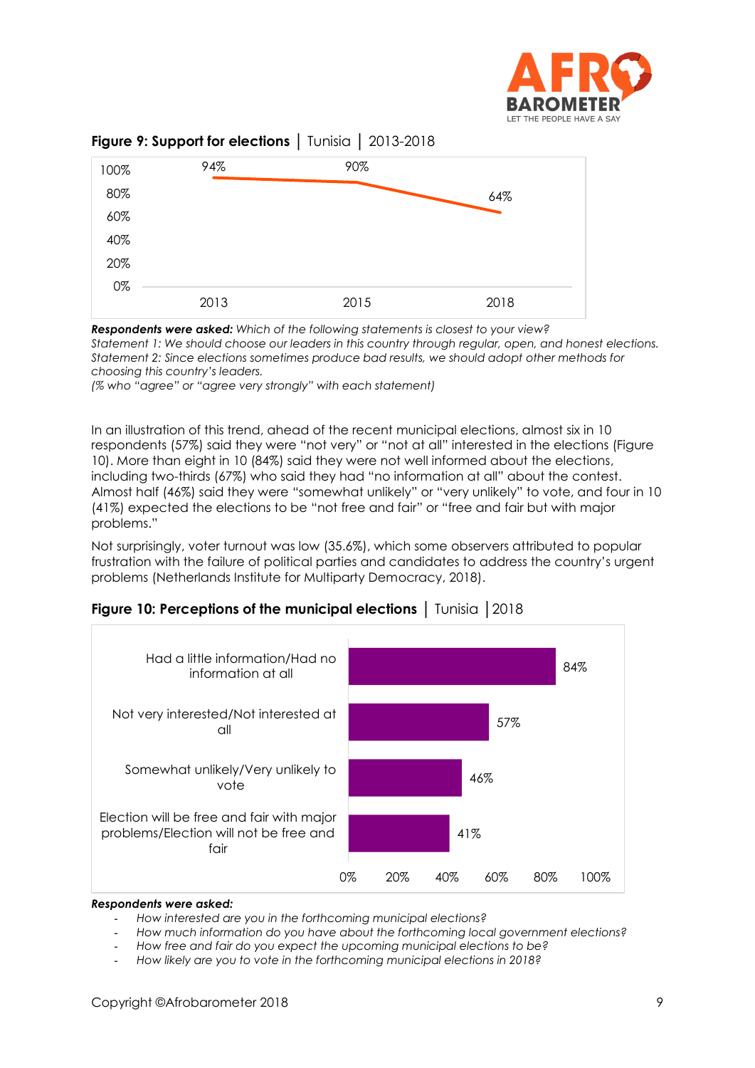**Figure 9: Support for elections** | Tunisia | 2013-2018

| Year | Support for elections |
|---|---|
| 2013 | 94% |
| 2015 | 90% |
| 2018 | 64% |

***Respondents were asked:*** *Which of the following statements is closest to your view?*
*Statement 1: We should choose our leaders in this country through regular, open, and honest elections.*
*Statement 2: Since elections sometimes produce bad results, we should adopt other methods for choosing this country's leaders.*
*(% who "agree" or "agree very strongly" with each statement)*

In an illustration of this trend, ahead of the recent municipal elections, almost six in 10 respondents (57%) said they were "not very" or "not at all" interested in the elections (Figure 10). More than eight in 10 (84%) said they were not well informed about the elections, including two-thirds (67%) who said they had "no information at all" about the contest. Almost half (46%) said they were "somewhat unlikely" or "very unlikely" to vote, and four in 10 (41%) expected the elections to be "not free and fair" or "free and fair but with major problems."

Not surprisingly, voter turnout was low (35.6%), which some observers attributed to popular frustration with the failure of political parties and candidates to address the country's urgent problems (Netherlands Institute for Multiparty Democracy, 2018).

**Figure 10: Perceptions of the municipal elections** | Tunisia | 2018

| Perception | % |
|---|---|
| Had a little information/Had no information at all | 84% |
| Not very interested/Not interested at all | 57% |
| Somewhat unlikely/Very unlikely to vote | 46% |
| Election will be free and fair with major problems/Election will not be free and fair | 41% |

***Respondents were asked:***

- *How interested are you in the forthcoming municipal elections?*
- *How much information do you have about the forthcoming local government elections?*
- *How free and fair do you expect the upcoming municipal elections to be?*
- *How likely are you to vote in the forthcoming municipal elections in 2018?*

Copyright ©Afrobarometer 2018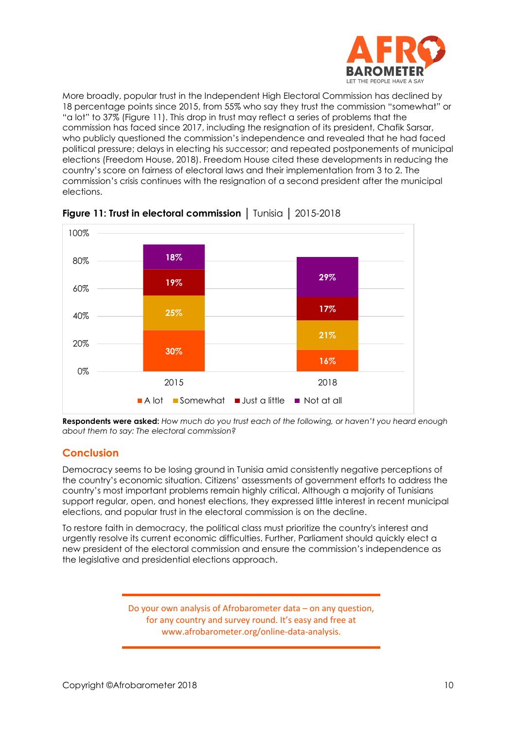More broadly, popular trust in the Independent High Electoral Commission has declined by 18 percentage points since 2015, from 55% who say they trust the commission "somewhat" or "a lot" to 37% (Figure 11). This drop in trust may reflect a series of problems that the commission has faced since 2017, including the resignation of its president, Chafik Sarsar, who publicly questioned the commission's independence and revealed that he had faced political pressure; delays in electing his successor; and repeated postponements of municipal elections (Freedom House, 2018). Freedom House cited these developments in reducing the country's score on fairness of electoral laws and their implementation from 3 to 2. The commission's crisis continues with the resignation of a second president after the municipal elections.

**Figure 11: Trust in electoral commission** | Tunisia | 2015-2018

| | A lot | Somewhat | Just a little | Not at all |
|---|---|---|---|---|
| 2015 | 30% | 25% | 19% | 18% |
| 2018 | 16% | 21% | 17% | 29% |

**Respondents were asked:** *How much do you trust each of the following, or haven't you heard enough about them to say: The electoral commission?*

## Conclusion

Democracy seems to be losing ground in Tunisia amid consistently negative perceptions of the country's economic situation. Citizens' assessments of government efforts to address the country's most important problems remain highly critical. Although a majority of Tunisians support regular, open, and honest elections, they expressed little interest in recent municipal elections, and popular trust in the electoral commission is on the decline.

To restore faith in democracy, the political class must prioritize the country's interest and urgently resolve its current economic difficulties. Further, Parliament should quickly elect a new president of the electoral commission and ensure the commission's independence as the legislative and presidential elections approach.

Do your own analysis of Afrobarometer data – on any question, for any country and survey round. It's easy and free at www.afrobarometer.org/online-data-analysis.

Copyright ©Afrobarometer 2018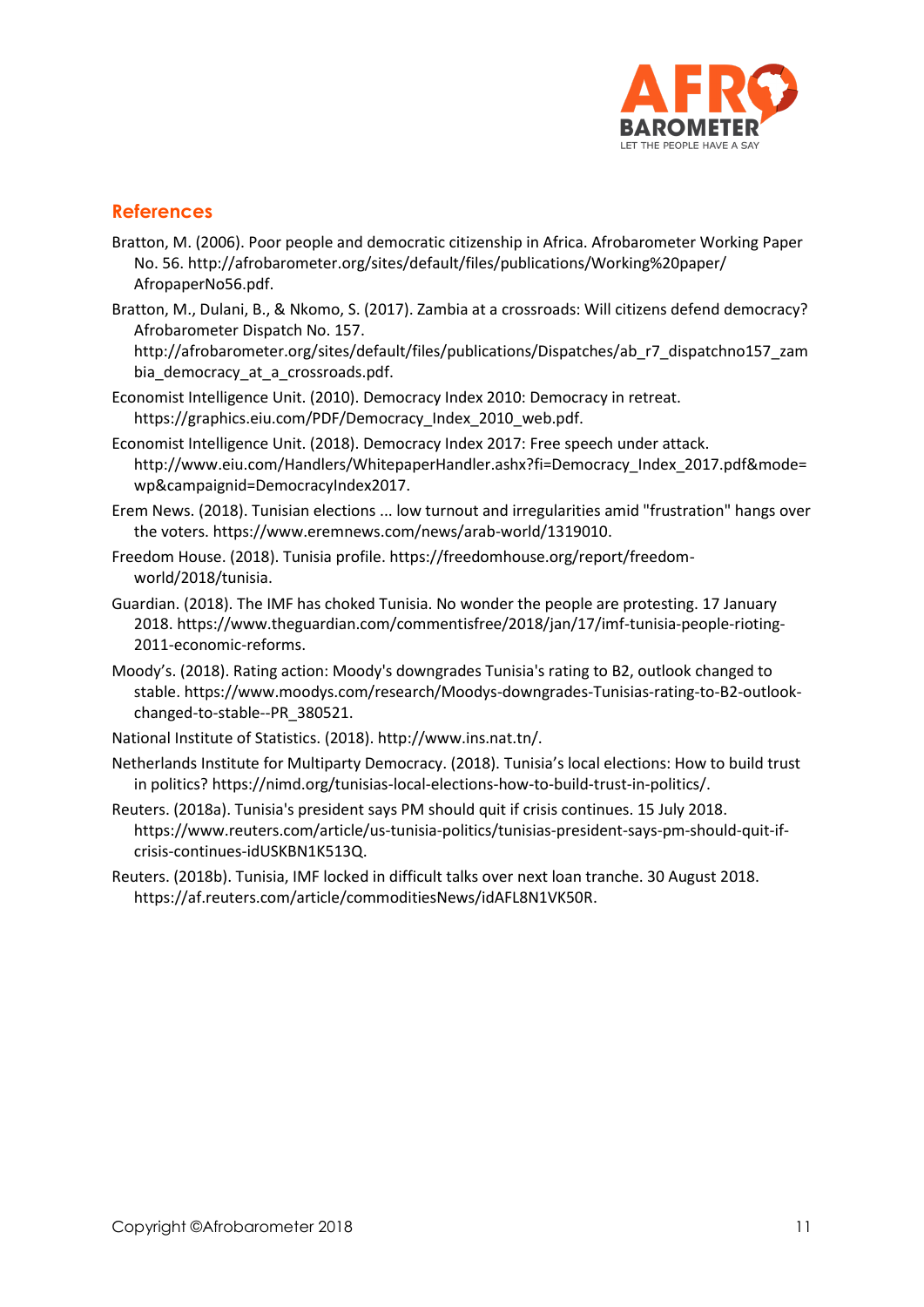## References

Bratton, M. (2006). Poor people and democratic citizenship in Africa. Afrobarometer Working Paper No. 56. http://afrobarometer.org/sites/default/files/publications/Working%20paper/AfropaperNo56.pdf.

Bratton, M., Dulani, B., & Nkomo, S. (2017). Zambia at a crossroads: Will citizens defend democracy? Afrobarometer Dispatch No. 157. http://afrobarometer.org/sites/default/files/publications/Dispatches/ab_r7_dispatchno157_zambia_democracy_at_a_crossroads.pdf.

Economist Intelligence Unit. (2010). Democracy Index 2010: Democracy in retreat. https://graphics.eiu.com/PDF/Democracy_Index_2010_web.pdf.

Economist Intelligence Unit. (2018). Democracy Index 2017: Free speech under attack. http://www.eiu.com/Handlers/WhitepaperHandler.ashx?fi=Democracy_Index_2017.pdf&mode=wp&campaignid=DemocracyIndex2017.

Erem News. (2018). Tunisian elections ... low turnout and irregularities amid "frustration" hangs over the voters. https://www.eremnews.com/news/arab-world/1319010.

Freedom House. (2018). Tunisia profile. https://freedomhouse.org/report/freedom-world/2018/tunisia.

Guardian. (2018). The IMF has choked Tunisia. No wonder the people are protesting. 17 January 2018. https://www.theguardian.com/commentisfree/2018/jan/17/imf-tunisia-people-rioting-2011-economic-reforms.

Moody's. (2018). Rating action: Moody's downgrades Tunisia's rating to B2, outlook changed to stable. https://www.moodys.com/research/Moodys-downgrades-Tunisias-rating-to-B2-outlook-changed-to-stable--PR_380521.

National Institute of Statistics. (2018). http://www.ins.nat.tn/.

Netherlands Institute for Multiparty Democracy. (2018). Tunisia's local elections: How to build trust in politics? https://nimd.org/tunisias-local-elections-how-to-build-trust-in-politics/.

Reuters. (2018a). Tunisia's president says PM should quit if crisis continues. 15 July 2018. https://www.reuters.com/article/us-tunisia-politics/tunisias-president-says-pm-should-quit-if-crisis-continues-idUSKBN1K513Q.

Reuters. (2018b). Tunisia, IMF locked in difficult talks over next loan tranche. 30 August 2018. https://af.reuters.com/article/commoditiesNews/idAFL8N1VK50R.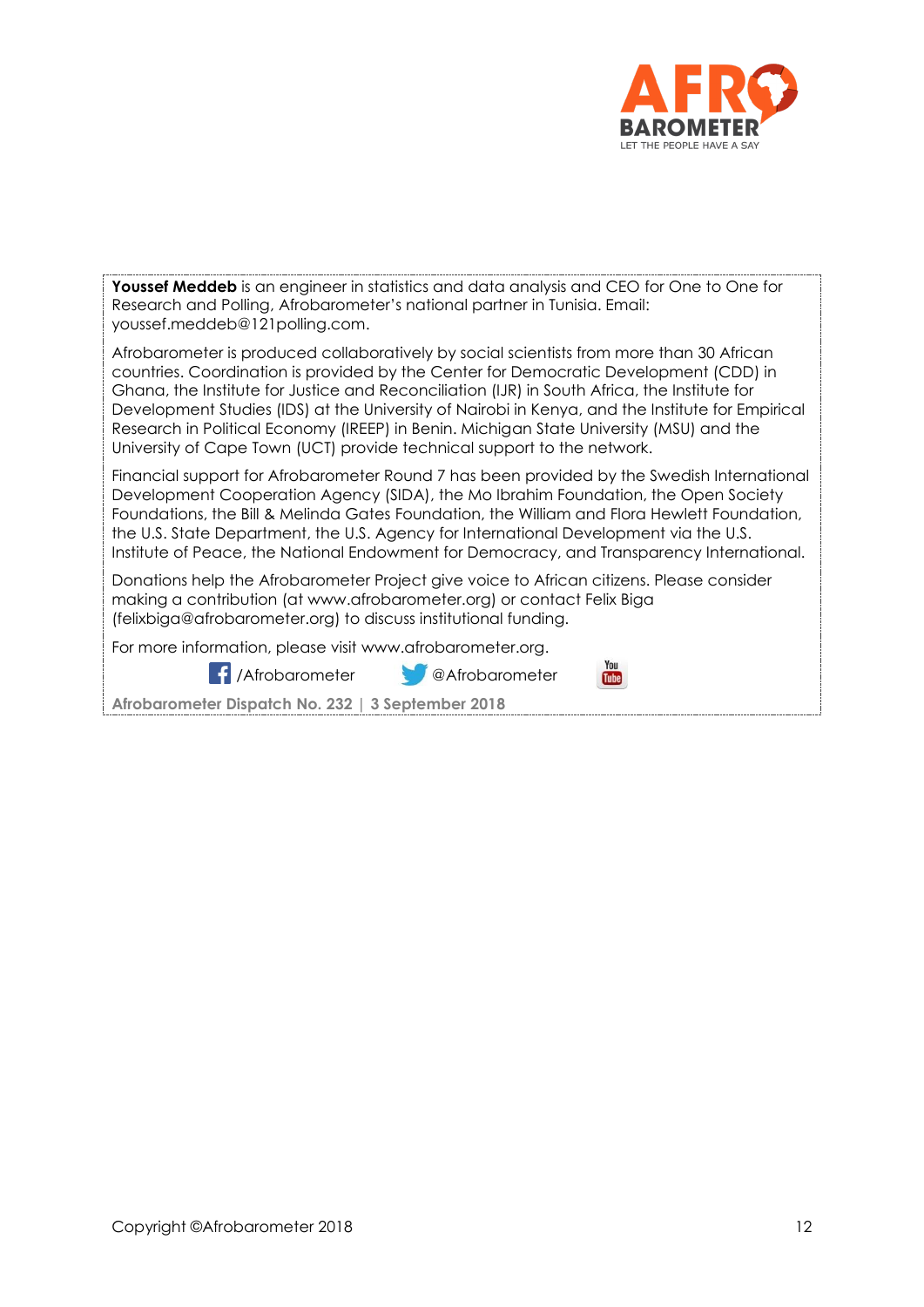**Youssef Meddeb** is an engineer in statistics and data analysis and CEO for One to One for Research and Polling, Afrobarometer's national partner in Tunisia. Email: youssef.meddeb@121polling.com.

Afrobarometer is produced collaboratively by social scientists from more than 30 African countries. Coordination is provided by the Center for Democratic Development (CDD) in Ghana, the Institute for Justice and Reconciliation (IJR) in South Africa, the Institute for Development Studies (IDS) at the University of Nairobi in Kenya, and the Institute for Empirical Research in Political Economy (IREEP) in Benin. Michigan State University (MSU) and the University of Cape Town (UCT) provide technical support to the network.

Financial support for Afrobarometer Round 7 has been provided by the Swedish International Development Cooperation Agency (SIDA), the Mo Ibrahim Foundation, the Open Society Foundations, the Bill & Melinda Gates Foundation, the William and Flora Hewlett Foundation, the U.S. State Department, the U.S. Agency for International Development via the U.S. Institute of Peace, the National Endowment for Democracy, and Transparency International.

Donations help the Afrobarometer Project give voice to African citizens. Please consider making a contribution (at www.afrobarometer.org) or contact Felix Biga (felixbiga@afrobarometer.org) to discuss institutional funding.

For more information, please visit www.afrobarometer.org.

/Afrobarometer @Afrobarometer

**Afrobarometer Dispatch No. 232 | 3 September 2018**

Copyright ©Afrobarometer 2018